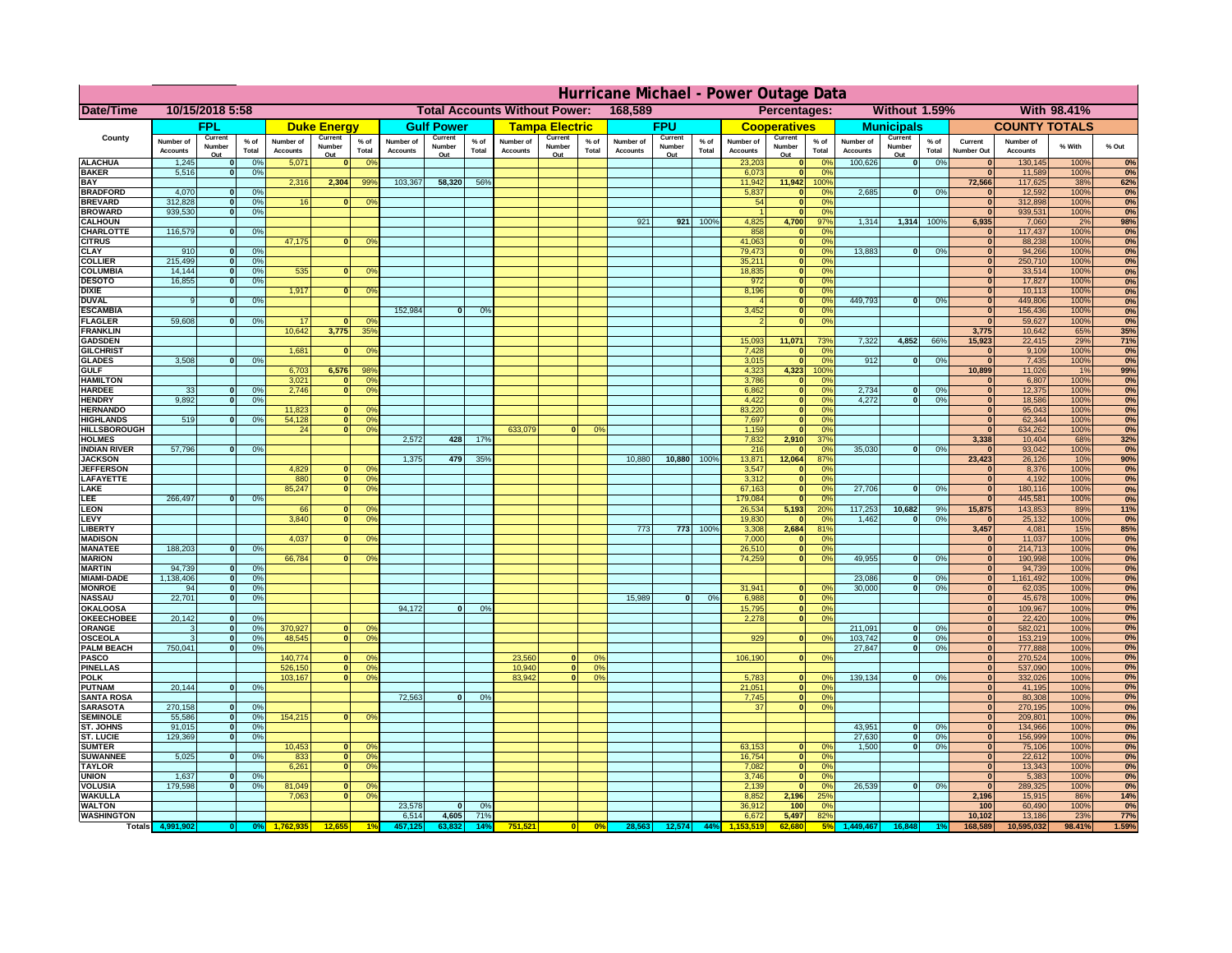# Hurricane Michael - Power Outage Data

| Date/Time | 10/15/2018 5:58 | Total Accounts Without Power: | 168,589 | Percentages: | Without 1.59% | With 98.41% |
|---|---|---|---|---|---|---|

| County | FPL | | | Duke Energy | | | Gulf Power | | | Tampa Electric | | | FPU | | | Cooperatives | | | Municipals | | | COUNTY TOTALS | | | |
|---|---|---|---|---|---|---|---|---|---|---|---|---|---|---|---|---|---|---|---|---|---|---|---|---|---|
| | Number of Accounts | Current Number Out | % of Total | Number of Accounts | Current Number Out | % of Total | Number of Accounts | Current Number Out | % of Total | Number of Accounts | Current Number Out | % of Total | Number of Accounts | Current Number Out | % of Total | Number of Accounts | Current Number Out | % of Total | Number of Accounts | Current Number Out | % of Total | Current Number Out | Number of Accounts | % With | % Out |
| ALACHUA | 1,245 | 0 | 0% | 5,071 | 0 | 0% | | | | | | | | | | 23,203 | 0 | 0% | 100,626 | 0 | 0% | 0 | 130,145 | 100% | 0% |
| BAKER | 5,516 | 0 | 0% | | | | | | | | | | | | | 6,073 | 0 | 0% | | | | 0 | 11,589 | 100% | 0% |
| BAY | | | | 2,316 | 2,304 | 99% | 103,367 | 58,320 | 56% | | | | | | | 11,942 | 11,942 | 100% | | | | 72,566 | 117,625 | 38% | 62% |
| BRADFORD | 4,070 | 0 | 0% | | | | | | | | | | | | | 5,837 | 0 | 0% | 2,685 | 0 | 0% | 0 | 12,592 | 100% | 0% |
| BREVARD | 312,828 | 0 | 0% | 16 | 0 | 0% | | | | | | | | | | 54 | 0 | 0% | | | | 0 | 312,898 | 100% | 0% |
| BROWARD | 939,530 | 0 | 0% | | | | | | | | | | | | | 1 | 0 | 0% | | | | 0 | 939,531 | 100% | 0% |
| CALHOUN | | | | | | | | | | | | | 921 | 921 | 100% | 4,825 | 4,700 | 97% | 1,314 | 1,314 | 100% | 6,935 | 7,060 | 2% | 98% |
| CHARLOTTE | 116,579 | 0 | 0% | | | | | | | | | | | | | 858 | 0 | 0% | | | | 0 | 117,437 | 100% | 0% |
| CITRUS | | | | 47,175 | 0 | 0% | | | | | | | | | | 41,063 | 0 | 0% | | | | 0 | 88,238 | 100% | 0% |
| CLAY | 910 | 0 | 0% | | | | | | | | | | | | | 79,473 | 0 | 0% | 13,883 | 0 | 0% | 0 | 94,266 | 100% | 0% |
| COLLIER | 215,499 | 0 | 0% | | | | | | | | | | | | | 35,211 | 0 | 0% | | | | 0 | 250,710 | 100% | 0% |
| COLUMBIA | 14,144 | 0 | 0% | 535 | 0 | 0% | | | | | | | | | | 18,835 | 0 | 0% | | | | 0 | 33,514 | 100% | 0% |
| DESOTO | 16,855 | 0 | 0% | | | | | | | | | | | | | 972 | 0 | 0% | | | | 0 | 17,827 | 100% | 0% |
| DIXIE | | | | 1,917 | 0 | 0% | | | | | | | | | | 8,196 | 0 | 0% | | | | 0 | 10,113 | 100% | 0% |
| DUVAL | 9 | 0 | 0% | | | | | | | | | | | | | 4 | 0 | 0% | 449,793 | 0 | 0% | 0 | 449,806 | 100% | 0% |
| ESCAMBIA | | | | | | | 152,984 | 0 | 0% | | | | | | | 3,452 | 0 | 0% | | | | 0 | 156,436 | 100% | 0% |
| FLAGLER | 59,608 | 0 | 0% | 17 | 0 | 0% | | | | | | | | | | 2 | 0 | 0% | | | | 0 | 59,627 | 100% | 0% |
| FRANKLIN | | | | 10,642 | 3,775 | 35% | | | | | | | | | | | | | | | | 3,775 | 10,642 | 65% | 35% |
| GADSDEN | | | | | | | | | | | | | | | | 15,093 | 11,071 | 73% | 7,322 | 4,852 | 66% | 15,923 | 22,415 | 29% | 71% |
| GILCHRIST | | | | 1,681 | 0 | 0% | | | | | | | | | | 7,428 | 0 | 0% | | | | 0 | 9,109 | 100% | 0% |
| GLADES | 3,508 | 0 | 0% | | | | | | | | | | | | | 3,015 | 0 | 0% | 912 | 0 | 0% | 0 | 7,435 | 100% | 0% |
| GULF | | | | 6,703 | 6,576 | 98% | | | | | | | | | | 4,323 | 4,323 | 100% | | | | 10,899 | 11,026 | 1% | 99% |
| HAMILTON | | | | 3,021 | 0 | 0% | | | | | | | | | | 3,786 | 0 | 0% | | | | 0 | 6,807 | 100% | 0% |
| HARDEE | 33 | 0 | 0% | 2,746 | 0 | 0% | | | | | | | | | | 6,862 | 0 | 0% | 2,734 | 0 | 0% | 0 | 12,375 | 100% | 0% |
| HENDRY | 9,892 | 0 | 0% | | | | | | | | | | | | | 4,422 | 0 | 0% | 4,272 | 0 | 0% | 0 | 18,586 | 100% | 0% |
| HERNANDO | | | | 11,823 | 0 | 0% | | | | | | | | | | 83,220 | 0 | 0% | | | | 0 | 95,043 | 100% | 0% |
| HIGHLANDS | 519 | 0 | 0% | 54,128 | 0 | 0% | | | | | | | | | | 7,697 | 0 | 0% | | | | 0 | 62,344 | 100% | 0% |
| HILLSBOROUGH | | | | 24 | 0 | 0% | | | | 633,079 | 0 | 0% | | | | 1,159 | 0 | 0% | | | | 0 | 634,262 | 100% | 0% |
| HOLMES | | | | | | | 2,572 | 428 | 17% | | | | | | | 7,832 | 2,910 | 37% | | | | 3,338 | 10,404 | 68% | 32% |
| INDIAN RIVER | 57,796 | 0 | 0% | | | | | | | | | | | | | 216 | 0 | 0% | 35,030 | 0 | 0% | 0 | 93,042 | 100% | 0% |
| JACKSON | | | | | | | 1,375 | 479 | 35% | | | | 10,880 | 10,880 | 100% | 13,871 | 12,064 | 87% | | | | 23,423 | 26,126 | 10% | 90% |
| JEFFERSON | | | | 4,829 | 0 | 0% | | | | | | | | | | 3,547 | 0 | 0% | | | | 0 | 8,376 | 100% | 0% |
| LAFAYETTE | | | | 880 | 0 | 0% | | | | | | | | | | 3,312 | 0 | 0% | | | | 0 | 4,192 | 100% | 0% |
| LAKE | | | | 85,247 | 0 | 0% | | | | | | | | | | 67,163 | 0 | 0% | 27,706 | 0 | 0% | 0 | 180,116 | 100% | 0% |
| LEE | 266,497 | 0 | 0% | | | | | | | | | | | | | 179,084 | 0 | 0% | | | | 0 | 445,581 | 100% | 0% |
| LEON | | | | 66 | 0 | 0% | | | | | | | | | | 26,534 | 5,193 | 20% | 117,253 | 10,682 | 9% | 15,875 | 143,853 | 89% | 11% |
| LEVY | | | | 3,840 | 0 | 0% | | | | | | | | | | 19,830 | 0 | 0% | 1,462 | 0 | 0% | 0 | 25,132 | 100% | 0% |
| LIBERTY | | | | | | | | | | | | | 773 | 773 | 100% | 3,308 | 2,684 | 81% | | | | 3,457 | 4,081 | 15% | 85% |
| MADISON | | | | 4,037 | 0 | 0% | | | | | | | | | | 7,000 | 0 | 0% | | | | 0 | 11,037 | 100% | 0% |
| MANATEE | 188,203 | 0 | 0% | | | | | | | | | | | | | 26,510 | 0 | 0% | | | | 0 | 214,713 | 100% | 0% |
| MARION | | | | 66,784 | 0 | 0% | | | | | | | | | | 74,259 | 0 | 0% | 49,955 | 0 | 0% | 0 | 190,998 | 100% | 0% |
| MARTIN | 94,739 | 0 | 0% | | | | | | | | | | | | | | | | | | | 0 | 94,739 | 100% | 0% |
| MIAMI-DADE | 1,138,406 | 0 | 0% | | | | | | | | | | | | | | | | 23,086 | 0 | 0% | 0 | 1,161,492 | 100% | 0% |
| MONROE | 94 | 0 | 0% | | | | | | | | | | | | | 31,941 | 0 | 0% | 30,000 | 0 | 0% | 0 | 62,035 | 100% | 0% |
| NASSAU | 22,701 | 0 | 0% | | | | | | | | | | 15,989 | 0 | 0% | 6,988 | 0 | 0% | | | | 0 | 45,678 | 100% | 0% |
| OKALOOSA | | | | | | | 94,172 | 0 | 0% | | | | | | | 15,795 | 0 | 0% | | | | 0 | 109,967 | 100% | 0% |
| OKEECHOBEE | 20,142 | 0 | 0% | | | | | | | | | | | | | 2,278 | 0 | 0% | | | | 0 | 22,420 | 100% | 0% |
| ORANGE | 3 | 0 | 0% | 370,927 | 0 | 0% | | | | | | | | | | | | | 211,091 | 0 | 0% | 0 | 582,021 | 100% | 0% |
| OSCEOLA | 3 | 0 | 0% | 48,545 | 0 | 0% | | | | | | | | | | 929 | 0 | 0% | 103,742 | 0 | 0% | 0 | 153,219 | 100% | 0% |
| PALM BEACH | 750,041 | 0 | 0% | | | | | | | | | | | | | | | | 27,847 | 0 | 0% | 0 | 777,888 | 100% | 0% |
| PASCO | | | | 140,774 | 0 | 0% | | | | 23,560 | 0 | 0% | | | | 106,190 | 0 | 0% | | | | 0 | 270,524 | 100% | 0% |
| PINELLAS | | | | 526,150 | 0 | 0% | | | | 10,940 | 0 | 0% | | | | | | | | | | 0 | 537,090 | 100% | 0% |
| POLK | | | | 103,167 | 0 | 0% | | | | 83,942 | 0 | 0% | | | | 5,783 | 0 | 0% | 139,134 | 0 | 0% | 0 | 332,026 | 100% | 0% |
| PUTNAM | 20,144 | 0 | 0% | | | | | | | | | | | | | 21,051 | 0 | 0% | | | | 0 | 41,195 | 100% | 0% |
| SANTA ROSA | | | | | | | 72,563 | 0 | 0% | | | | | | | 7,745 | 0 | 0% | | | | 0 | 80,308 | 100% | 0% |
| SARASOTA | 270,158 | 0 | 0% | | | | | | | | | | | | | 37 | 0 | 0% | | | | 0 | 270,195 | 100% | 0% |
| SEMINOLE | 55,586 | 0 | 0% | 154,215 | 0 | 0% | | | | | | | | | | | | | | | | 0 | 209,801 | 100% | 0% |
| ST. JOHNS | 91,015 | 0 | 0% | | | | | | | | | | | | | | | | 43,951 | 0 | 0% | 0 | 134,966 | 100% | 0% |
| ST. LUCIE | 129,369 | 0 | 0% | | | | | | | | | | | | | | | | 27,630 | 0 | 0% | 0 | 156,999 | 100% | 0% |
| SUMTER | | | | 10,453 | 0 | 0% | | | | | | | | | | 63,153 | 0 | 0% | 1,500 | 0 | 0% | 0 | 75,106 | 100% | 0% |
| SUWANNEE | 5,025 | 0 | 0% | 833 | 0 | 0% | | | | | | | | | | 16,754 | 0 | 0% | | | | 0 | 22,612 | 100% | 0% |
| TAYLOR | | | | 6,261 | 0 | 0% | | | | | | | | | | 7,082 | 0 | 0% | | | | 0 | 13,343 | 100% | 0% |
| UNION | 1,637 | 0 | 0% | | | | | | | | | | | | | 3,746 | 0 | 0% | | | | 0 | 5,383 | 100% | 0% |
| VOLUSIA | 179,598 | 0 | 0% | 81,049 | 0 | 0% | | | | | | | | | | 2,139 | 0 | 0% | 26,539 | 0 | 0% | 0 | 289,325 | 100% | 0% |
| WAKULLA | | | | 7,063 | 0 | 0% | | | | | | | | | | 8,852 | 2,196 | 25% | | | | 2,196 | 15,915 | 86% | 14% |
| WALTON | | | | | | | 23,578 | 0 | 0% | | | | | | | 36,912 | 100 | 0% | | | | 100 | 60,490 | 100% | 0% |
| WASHINGTON | | | | | | | 6,514 | 4,605 | 71% | | | | | | | 6,672 | 5,497 | 82% | | | | 10,102 | 13,186 | 23% | 77% |
| Totals | 4,991,902 | 0 | 0% | 1,762,935 | 12,655 | 1% | 457,125 | 63,832 | 14% | 751,521 | 0 | 0% | 28,563 | 12,574 | 44% | 1,153,519 | 62,680 | 5% | 1,449,467 | 16,848 | 1% | 168,589 | 10,595,032 | 98.41% | 1.59% |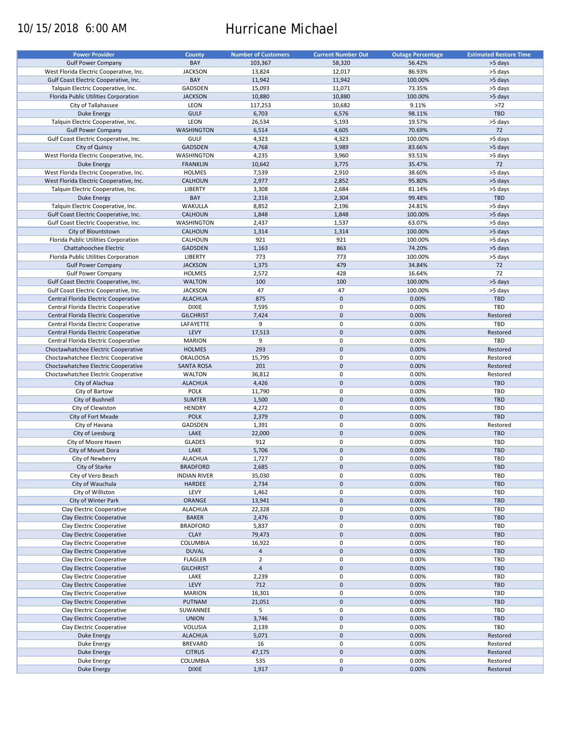10/15/2018 6:00 AM

# Hurricane Michael

| Power Provider | County | Number of Customers | Current Number Out | Outage Percentage | Estimated Restore Time |
|---|---|---|---|---|---|
| Gulf Power Company | BAY | 103,367 | 58,320 | 56.42% | >5 days |
| West Florida Electric Cooperative, Inc. | JACKSON | 13,824 | 12,017 | 86.93% | >5 days |
| Gulf Coast Electric Cooperative, Inc. | BAY | 11,942 | 11,942 | 100.00% | >5 days |
| Talquin Electric Cooperative, Inc. | GADSDEN | 15,093 | 11,071 | 73.35% | >5 days |
| Florida Public Utilities Corporation | JACKSON | 10,880 | 10,880 | 100.00% | >5 days |
| City of Tallahassee | LEON | 117,253 | 10,682 | 9.11% | >72 |
| Duke Energy | GULF | 6,703 | 6,576 | 98.11% | TBD |
| Talquin Electric Cooperative, Inc. | LEON | 26,534 | 5,193 | 19.57% | >5 days |
| Gulf Power Company | WASHINGTON | 6,514 | 4,605 | 70.69% | 72 |
| Gulf Coast Electric Cooperative, Inc. | GULF | 4,323 | 4,323 | 100.00% | >5 days |
| City of Quincy | GADSDEN | 4,768 | 3,989 | 83.66% | >5 days |
| West Florida Electric Cooperative, Inc. | WASHINGTON | 4,235 | 3,960 | 93.51% | >5 days |
| Duke Energy | FRANKLIN | 10,642 | 3,775 | 35.47% | 72 |
| West Florida Electric Cooperative, Inc. | HOLMES | 7,539 | 2,910 | 38.60% | >5 days |
| West Florida Electric Cooperative, Inc. | CALHOUN | 2,977 | 2,852 | 95.80% | >5 days |
| Talquin Electric Cooperative, Inc. | LIBERTY | 3,308 | 2,684 | 81.14% | >5 days |
| Duke Energy | BAY | 2,316 | 2,304 | 99.48% | TBD |
| Talquin Electric Cooperative, Inc. | WAKULLA | 8,852 | 2,196 | 24.81% | >5 days |
| Gulf Coast Electric Cooperative, Inc. | CALHOUN | 1,848 | 1,848 | 100.00% | >5 days |
| Gulf Coast Electric Cooperative, Inc. | WASHINGTON | 2,437 | 1,537 | 63.07% | >5 days |
| City of Blountstown | CALHOUN | 1,314 | 1,314 | 100.00% | >5 days |
| Florida Public Utilities Corporation | CALHOUN | 921 | 921 | 100.00% | >5 days |
| Chattahoochee Electric | GADSDEN | 1,163 | 863 | 74.20% | >5 days |
| Florida Public Utilities Corporation | LIBERTY | 773 | 773 | 100.00% | >5 days |
| Gulf Power Company | JACKSON | 1,375 | 479 | 34.84% | 72 |
| Gulf Power Company | HOLMES | 2,572 | 428 | 16.64% | 72 |
| Gulf Coast Electric Cooperative, Inc. | WALTON | 100 | 100 | 100.00% | >5 days |
| Gulf Coast Electric Cooperative, Inc. | JACKSON | 47 | 47 | 100.00% | >5 days |
| Central Florida Electric Cooperative | ALACHUA | 875 | 0 | 0.00% | TBD |
| Central Florida Electric Cooperative | DIXIE | 7,595 | 0 | 0.00% | TBD |
| Central Florida Electric Cooperative | GILCHRIST | 7,424 | 0 | 0.00% | Restored |
| Central Florida Electric Cooperative | LAFAYETTE | 9 | 0 | 0.00% | TBD |
| Central Florida Electric Cooperative | LEVY | 17,513 | 0 | 0.00% | Restored |
| Central Florida Electric Cooperative | MARION | 9 | 0 | 0.00% | TBD |
| Choctawhatchee Electric Cooperative | HOLMES | 293 | 0 | 0.00% | Restored |
| Choctawhatchee Electric Cooperative | OKALOOSA | 15,795 | 0 | 0.00% | Restored |
| Choctawhatchee Electric Cooperative | SANTA ROSA | 201 | 0 | 0.00% | Restored |
| Choctawhatchee Electric Cooperative | WALTON | 36,812 | 0 | 0.00% | Restored |
| City of Alachua | ALACHUA | 4,426 | 0 | 0.00% | TBD |
| City of Bartow | POLK | 11,790 | 0 | 0.00% | TBD |
| City of Bushnell | SUMTER | 1,500 | 0 | 0.00% | TBD |
| City of Clewiston | HENDRY | 4,272 | 0 | 0.00% | TBD |
| City of Fort Meade | POLK | 2,379 | 0 | 0.00% | TBD |
| City of Havana | GADSDEN | 1,391 | 0 | 0.00% | Restored |
| City of Leesburg | LAKE | 22,000 | 0 | 0.00% | TBD |
| City of Moore Haven | GLADES | 912 | 0 | 0.00% | TBD |
| City of Mount Dora | LAKE | 5,706 | 0 | 0.00% | TBD |
| City of Newberry | ALACHUA | 1,727 | 0 | 0.00% | TBD |
| City of Starke | BRADFORD | 2,685 | 0 | 0.00% | TBD |
| City of Vero Beach | INDIAN RIVER | 35,030 | 0 | 0.00% | TBD |
| City of Wauchula | HARDEE | 2,734 | 0 | 0.00% | TBD |
| City of Williston | LEVY | 1,462 | 0 | 0.00% | TBD |
| City of Winter Park | ORANGE | 13,941 | 0 | 0.00% | TBD |
| Clay Electric Cooperative | ALACHUA | 22,328 | 0 | 0.00% | TBD |
| Clay Electric Cooperative | BAKER | 2,476 | 0 | 0.00% | TBD |
| Clay Electric Cooperative | BRADFORD | 5,837 | 0 | 0.00% | TBD |
| Clay Electric Cooperative | CLAY | 79,473 | 0 | 0.00% | TBD |
| Clay Electric Cooperative | COLUMBIA | 16,922 | 0 | 0.00% | TBD |
| Clay Electric Cooperative | DUVAL | 4 | 0 | 0.00% | TBD |
| Clay Electric Cooperative | FLAGLER | 2 | 0 | 0.00% | TBD |
| Clay Electric Cooperative | GILCHRIST | 4 | 0 | 0.00% | TBD |
| Clay Electric Cooperative | LAKE | 2,239 | 0 | 0.00% | TBD |
| Clay Electric Cooperative | LEVY | 712 | 0 | 0.00% | TBD |
| Clay Electric Cooperative | MARION | 16,301 | 0 | 0.00% | TBD |
| Clay Electric Cooperative | PUTNAM | 21,051 | 0 | 0.00% | TBD |
| Clay Electric Cooperative | SUWANNEE | 5 | 0 | 0.00% | TBD |
| Clay Electric Cooperative | UNION | 3,746 | 0 | 0.00% | TBD |
| Clay Electric Cooperative | VOLUSIA | 2,139 | 0 | 0.00% | TBD |
| Duke Energy | ALACHUA | 5,071 | 0 | 0.00% | Restored |
| Duke Energy | BREVARD | 16 | 0 | 0.00% | Restored |
| Duke Energy | CITRUS | 47,175 | 0 | 0.00% | Restored |
| Duke Energy | COLUMBIA | 535 | 0 | 0.00% | Restored |
| Duke Energy | DIXIE | 1,917 | 0 | 0.00% | Restored |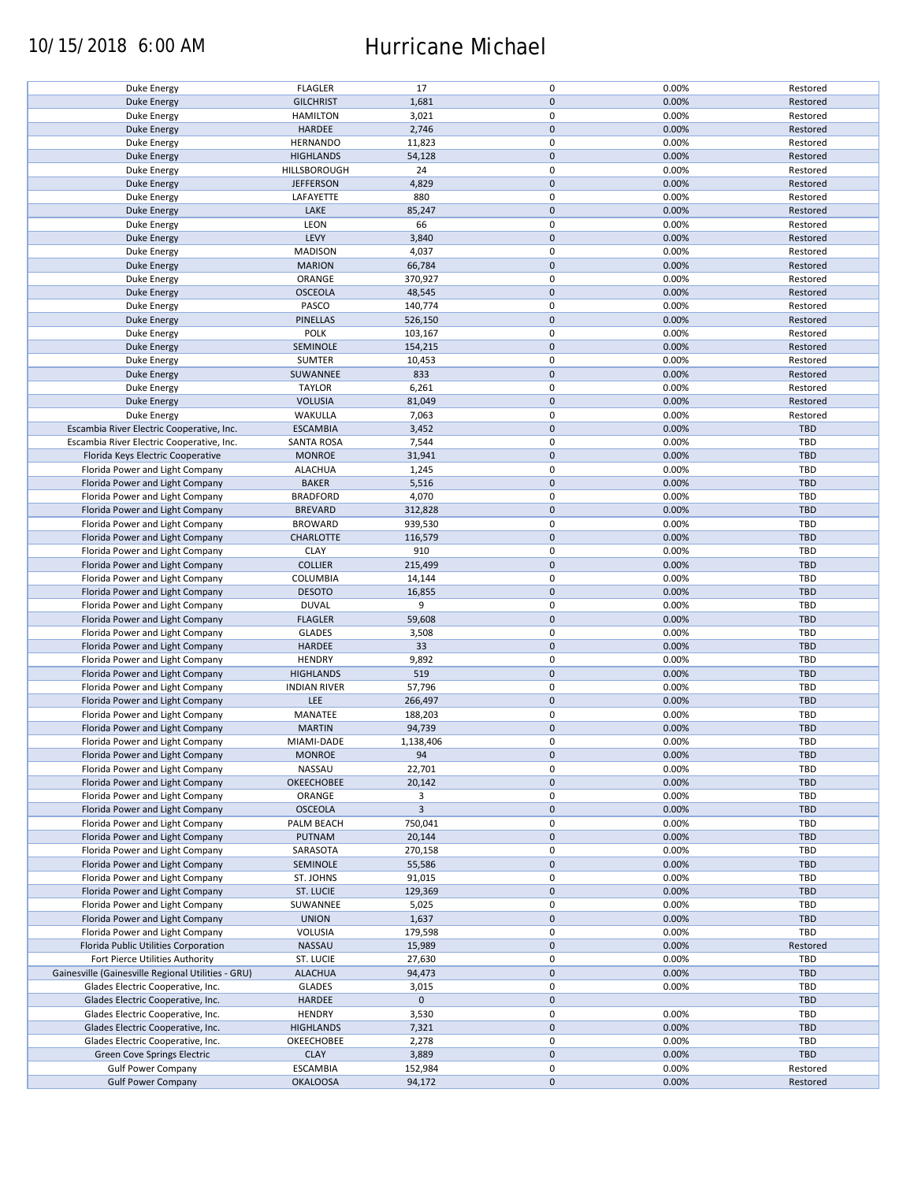# 10/15/2018 6:00 AM Hurricane Michael

| | | | | | |
|---|---|---|---|---|---|
| Duke Energy | FLAGLER | 17 | 0 | 0.00% | Restored |
| Duke Energy | GILCHRIST | 1,681 | 0 | 0.00% | Restored |
| Duke Energy | HAMILTON | 3,021 | 0 | 0.00% | Restored |
| Duke Energy | HARDEE | 2,746 | 0 | 0.00% | Restored |
| Duke Energy | HERNANDO | 11,823 | 0 | 0.00% | Restored |
| Duke Energy | HIGHLANDS | 54,128 | 0 | 0.00% | Restored |
| Duke Energy | HILLSBOROUGH | 24 | 0 | 0.00% | Restored |
| Duke Energy | JEFFERSON | 4,829 | 0 | 0.00% | Restored |
| Duke Energy | LAFAYETTE | 880 | 0 | 0.00% | Restored |
| Duke Energy | LAKE | 85,247 | 0 | 0.00% | Restored |
| Duke Energy | LEON | 66 | 0 | 0.00% | Restored |
| Duke Energy | LEVY | 3,840 | 0 | 0.00% | Restored |
| Duke Energy | MADISON | 4,037 | 0 | 0.00% | Restored |
| Duke Energy | MARION | 66,784 | 0 | 0.00% | Restored |
| Duke Energy | ORANGE | 370,927 | 0 | 0.00% | Restored |
| Duke Energy | OSCEOLA | 48,545 | 0 | 0.00% | Restored |
| Duke Energy | PASCO | 140,774 | 0 | 0.00% | Restored |
| Duke Energy | PINELLAS | 526,150 | 0 | 0.00% | Restored |
| Duke Energy | POLK | 103,167 | 0 | 0.00% | Restored |
| Duke Energy | SEMINOLE | 154,215 | 0 | 0.00% | Restored |
| Duke Energy | SUMTER | 10,453 | 0 | 0.00% | Restored |
| Duke Energy | SUWANNEE | 833 | 0 | 0.00% | Restored |
| Duke Energy | TAYLOR | 6,261 | 0 | 0.00% | Restored |
| Duke Energy | VOLUSIA | 81,049 | 0 | 0.00% | Restored |
| Duke Energy | WAKULLA | 7,063 | 0 | 0.00% | Restored |
| Escambia River Electric Cooperative, Inc. | ESCAMBIA | 3,452 | 0 | 0.00% | TBD |
| Escambia River Electric Cooperative, Inc. | SANTA ROSA | 7,544 | 0 | 0.00% | TBD |
| Florida Keys Electric Cooperative | MONROE | 31,941 | 0 | 0.00% | TBD |
| Florida Power and Light Company | ALACHUA | 1,245 | 0 | 0.00% | TBD |
| Florida Power and Light Company | BAKER | 5,516 | 0 | 0.00% | TBD |
| Florida Power and Light Company | BRADFORD | 4,070 | 0 | 0.00% | TBD |
| Florida Power and Light Company | BREVARD | 312,828 | 0 | 0.00% | TBD |
| Florida Power and Light Company | BROWARD | 939,530 | 0 | 0.00% | TBD |
| Florida Power and Light Company | CHARLOTTE | 116,579 | 0 | 0.00% | TBD |
| Florida Power and Light Company | CLAY | 910 | 0 | 0.00% | TBD |
| Florida Power and Light Company | COLLIER | 215,499 | 0 | 0.00% | TBD |
| Florida Power and Light Company | COLUMBIA | 14,144 | 0 | 0.00% | TBD |
| Florida Power and Light Company | DESOTO | 16,855 | 0 | 0.00% | TBD |
| Florida Power and Light Company | DUVAL | 9 | 0 | 0.00% | TBD |
| Florida Power and Light Company | FLAGLER | 59,608 | 0 | 0.00% | TBD |
| Florida Power and Light Company | GLADES | 3,508 | 0 | 0.00% | TBD |
| Florida Power and Light Company | HARDEE | 33 | 0 | 0.00% | TBD |
| Florida Power and Light Company | HENDRY | 9,892 | 0 | 0.00% | TBD |
| Florida Power and Light Company | HIGHLANDS | 519 | 0 | 0.00% | TBD |
| Florida Power and Light Company | INDIAN RIVER | 57,796 | 0 | 0.00% | TBD |
| Florida Power and Light Company | LEE | 266,497 | 0 | 0.00% | TBD |
| Florida Power and Light Company | MANATEE | 188,203 | 0 | 0.00% | TBD |
| Florida Power and Light Company | MARTIN | 94,739 | 0 | 0.00% | TBD |
| Florida Power and Light Company | MIAMI-DADE | 1,138,406 | 0 | 0.00% | TBD |
| Florida Power and Light Company | MONROE | 94 | 0 | 0.00% | TBD |
| Florida Power and Light Company | NASSAU | 22,701 | 0 | 0.00% | TBD |
| Florida Power and Light Company | OKEECHOBEE | 20,142 | 0 | 0.00% | TBD |
| Florida Power and Light Company | ORANGE | 3 | 0 | 0.00% | TBD |
| Florida Power and Light Company | OSCEOLA | 3 | 0 | 0.00% | TBD |
| Florida Power and Light Company | PALM BEACH | 750,041 | 0 | 0.00% | TBD |
| Florida Power and Light Company | PUTNAM | 20,144 | 0 | 0.00% | TBD |
| Florida Power and Light Company | SARASOTA | 270,158 | 0 | 0.00% | TBD |
| Florida Power and Light Company | SEMINOLE | 55,586 | 0 | 0.00% | TBD |
| Florida Power and Light Company | ST. JOHNS | 91,015 | 0 | 0.00% | TBD |
| Florida Power and Light Company | ST. LUCIE | 129,369 | 0 | 0.00% | TBD |
| Florida Power and Light Company | SUWANNEE | 5,025 | 0 | 0.00% | TBD |
| Florida Power and Light Company | UNION | 1,637 | 0 | 0.00% | TBD |
| Florida Power and Light Company | VOLUSIA | 179,598 | 0 | 0.00% | TBD |
| Florida Public Utilities Corporation | NASSAU | 15,989 | 0 | 0.00% | Restored |
| Fort Pierce Utilities Authority | ST. LUCIE | 27,630 | 0 | 0.00% | TBD |
| Gainesville (Gainesville Regional Utilities - GRU) | ALACHUA | 94,473 | 0 | 0.00% | TBD |
| Glades Electric Cooperative, Inc. | GLADES | 3,015 | 0 | 0.00% | TBD |
| Glades Electric Cooperative, Inc. | HARDEE | 0 | 0 | | TBD |
| Glades Electric Cooperative, Inc. | HENDRY | 3,530 | 0 | 0.00% | TBD |
| Glades Electric Cooperative, Inc. | HIGHLANDS | 7,321 | 0 | 0.00% | TBD |
| Glades Electric Cooperative, Inc. | OKEECHOBEE | 2,278 | 0 | 0.00% | TBD |
| Green Cove Springs Electric | CLAY | 3,889 | 0 | 0.00% | TBD |
| Gulf Power Company | ESCAMBIA | 152,984 | 0 | 0.00% | Restored |
| Gulf Power Company | OKALOOSA | 94,172 | 0 | 0.00% | Restored |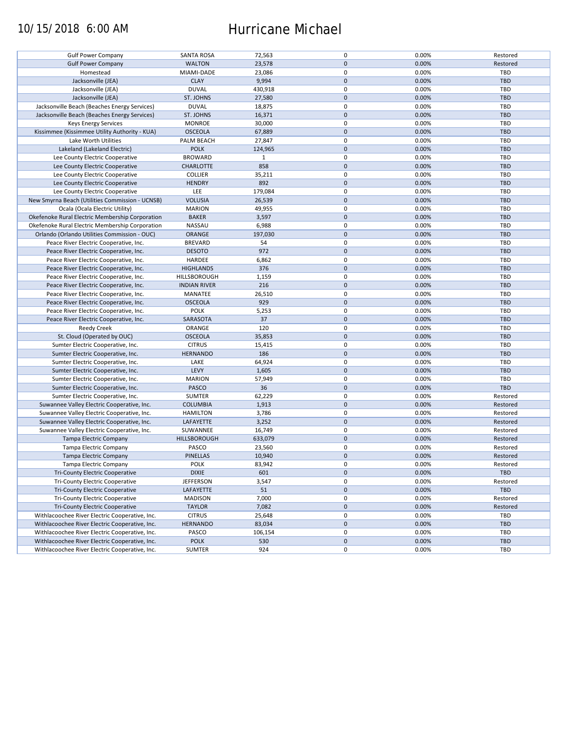10/15/2018 6:00 AM

# Hurricane Michael

| | | | | | |
|---|---|---|---|---|---|
| Gulf Power Company | SANTA ROSA | 72,563 | 0 | 0.00% | Restored |
| Gulf Power Company | WALTON | 23,578 | 0 | 0.00% | Restored |
| Homestead | MIAMI-DADE | 23,086 | 0 | 0.00% | TBD |
| Jacksonville (JEA) | CLAY | 9,994 | 0 | 0.00% | TBD |
| Jacksonville (JEA) | DUVAL | 430,918 | 0 | 0.00% | TBD |
| Jacksonville (JEA) | ST. JOHNS | 27,580 | 0 | 0.00% | TBD |
| Jacksonville Beach (Beaches Energy Services) | DUVAL | 18,875 | 0 | 0.00% | TBD |
| Jacksonville Beach (Beaches Energy Services) | ST. JOHNS | 16,371 | 0 | 0.00% | TBD |
| Keys Energy Services | MONROE | 30,000 | 0 | 0.00% | TBD |
| Kissimmee (Kissimmee Utility Authority - KUA) | OSCEOLA | 67,889 | 0 | 0.00% | TBD |
| Lake Worth Utilities | PALM BEACH | 27,847 | 0 | 0.00% | TBD |
| Lakeland (Lakeland Electric) | POLK | 124,965 | 0 | 0.00% | TBD |
| Lee County Electric Cooperative | BROWARD | 1 | 0 | 0.00% | TBD |
| Lee County Electric Cooperative | CHARLOTTE | 858 | 0 | 0.00% | TBD |
| Lee County Electric Cooperative | COLLIER | 35,211 | 0 | 0.00% | TBD |
| Lee County Electric Cooperative | HENDRY | 892 | 0 | 0.00% | TBD |
| Lee County Electric Cooperative | LEE | 179,084 | 0 | 0.00% | TBD |
| New Smyrna Beach (Utilities Commission - UCNSB) | VOLUSIA | 26,539 | 0 | 0.00% | TBD |
| Ocala (Ocala Electric Utility) | MARION | 49,955 | 0 | 0.00% | TBD |
| Okefenoke Rural Electric Membership Corporation | BAKER | 3,597 | 0 | 0.00% | TBD |
| Okefenoke Rural Electric Membership Corporation | NASSAU | 6,988 | 0 | 0.00% | TBD |
| Orlando (Orlando Utilities Commission - OUC) | ORANGE | 197,030 | 0 | 0.00% | TBD |
| Peace River Electric Cooperative, Inc. | BREVARD | 54 | 0 | 0.00% | TBD |
| Peace River Electric Cooperative, Inc. | DESOTO | 972 | 0 | 0.00% | TBD |
| Peace River Electric Cooperative, Inc. | HARDEE | 6,862 | 0 | 0.00% | TBD |
| Peace River Electric Cooperative, Inc. | HIGHLANDS | 376 | 0 | 0.00% | TBD |
| Peace River Electric Cooperative, Inc. | HILLSBOROUGH | 1,159 | 0 | 0.00% | TBD |
| Peace River Electric Cooperative, Inc. | INDIAN RIVER | 216 | 0 | 0.00% | TBD |
| Peace River Electric Cooperative, Inc. | MANATEE | 26,510 | 0 | 0.00% | TBD |
| Peace River Electric Cooperative, Inc. | OSCEOLA | 929 | 0 | 0.00% | TBD |
| Peace River Electric Cooperative, Inc. | POLK | 5,253 | 0 | 0.00% | TBD |
| Peace River Electric Cooperative, Inc. | SARASOTA | 37 | 0 | 0.00% | TBD |
| Reedy Creek | ORANGE | 120 | 0 | 0.00% | TBD |
| St. Cloud (Operated by OUC) | OSCEOLA | 35,853 | 0 | 0.00% | TBD |
| Sumter Electric Cooperative, Inc. | CITRUS | 15,415 | 0 | 0.00% | TBD |
| Sumter Electric Cooperative, Inc. | HERNANDO | 186 | 0 | 0.00% | TBD |
| Sumter Electric Cooperative, Inc. | LAKE | 64,924 | 0 | 0.00% | TBD |
| Sumter Electric Cooperative, Inc. | LEVY | 1,605 | 0 | 0.00% | TBD |
| Sumter Electric Cooperative, Inc. | MARION | 57,949 | 0 | 0.00% | TBD |
| Sumter Electric Cooperative, Inc. | PASCO | 36 | 0 | 0.00% | TBD |
| Sumter Electric Cooperative, Inc. | SUMTER | 62,229 | 0 | 0.00% | Restored |
| Suwannee Valley Electric Cooperative, Inc. | COLUMBIA | 1,913 | 0 | 0.00% | Restored |
| Suwannee Valley Electric Cooperative, Inc. | HAMILTON | 3,786 | 0 | 0.00% | Restored |
| Suwannee Valley Electric Cooperative, Inc. | LAFAYETTE | 3,252 | 0 | 0.00% | Restored |
| Suwannee Valley Electric Cooperative, Inc. | SUWANNEE | 16,749 | 0 | 0.00% | Restored |
| Tampa Electric Company | HILLSBOROUGH | 633,079 | 0 | 0.00% | Restored |
| Tampa Electric Company | PASCO | 23,560 | 0 | 0.00% | Restored |
| Tampa Electric Company | PINELLAS | 10,940 | 0 | 0.00% | Restored |
| Tampa Electric Company | POLK | 83,942 | 0 | 0.00% | Restored |
| Tri-County Electric Cooperative | DIXIE | 601 | 0 | 0.00% | TBD |
| Tri-County Electric Cooperative | JEFFERSON | 3,547 | 0 | 0.00% | Restored |
| Tri-County Electric Cooperative | LAFAYETTE | 51 | 0 | 0.00% | TBD |
| Tri-County Electric Cooperative | MADISON | 7,000 | 0 | 0.00% | Restored |
| Tri-County Electric Cooperative | TAYLOR | 7,082 | 0 | 0.00% | Restored |
| Withlacoochee River Electric Cooperative, Inc. | CITRUS | 25,648 | 0 | 0.00% | TBD |
| Withlacoochee River Electric Cooperative, Inc. | HERNANDO | 83,034 | 0 | 0.00% | TBD |
| Withlacoochee River Electric Cooperative, Inc. | PASCO | 106,154 | 0 | 0.00% | TBD |
| Withlacoochee River Electric Cooperative, Inc. | POLK | 530 | 0 | 0.00% | TBD |
| Withlacoochee River Electric Cooperative, Inc. | SUMTER | 924 | 0 | 0.00% | TBD |